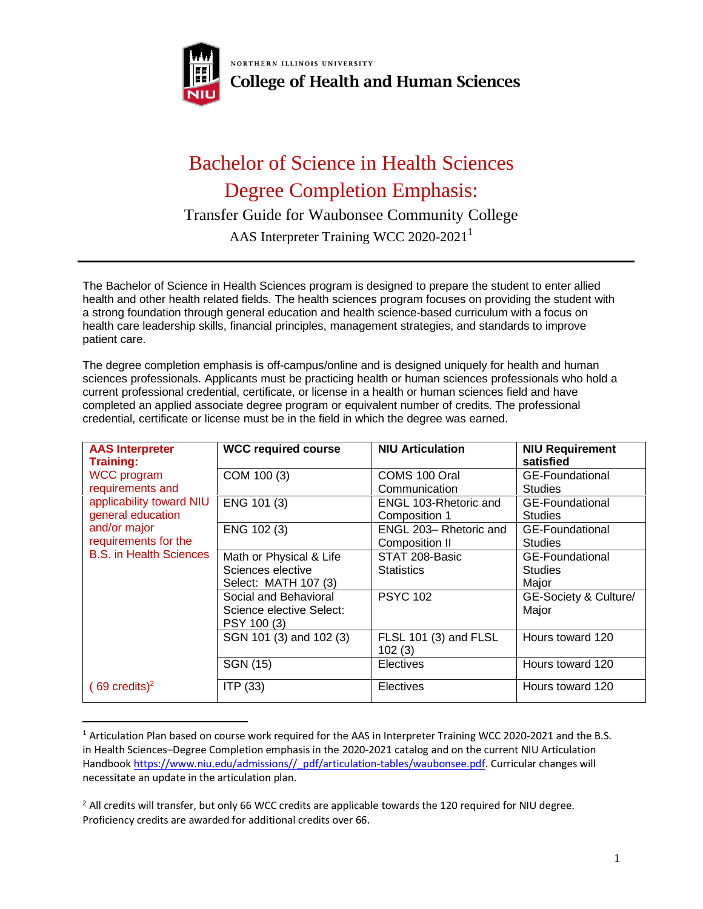NORTHERN ILLINOIS UNIVERSITY

**College of Health and Human Sciences**

# Bachelor of Science in Health Sciences
# Degree Completion Emphasis:

## Transfer Guide for Waubonsee Community College

### AAS Interpreter Training WCC 2020-2021[1]

The Bachelor of Science in Health Sciences program is designed to prepare the student to enter allied health and other health related fields. The health sciences program focuses on providing the student with a strong foundation through general education and health science-based curriculum with a focus on health care leadership skills, financial principles, management strategies, and standards to improve patient care.

The degree completion emphasis is off-campus/online and is designed uniquely for health and human sciences professionals. Applicants must be practicing health or human sciences professionals who hold a current professional credential, certificate, or license in a health or human sciences field and have completed an applied associate degree program or equivalent number of credits. The professional credential, certificate or license must be in the field in which the degree was earned.

| **AAS Interpreter Training:** | **WCC required course** | **NIU Articulation** | **NIU Requirement satisfied** |
|---|---|---|---|
| WCC program requirements and applicability toward NIU general education and/or major requirements for the B.S. in Health Sciences | COM 100 (3) | COMS 100 Oral Communication | GE-Foundational Studies |
| | ENG 101 (3) | ENGL 103-Rhetoric and Composition 1 | GE-Foundational Studies |
| | ENG 102 (3) | ENGL 203– Rhetoric and Composition II | GE-Foundational Studies |
| | Math or Physical & Life Sciences elective Select: MATH 107 (3) | STAT 208-Basic Statistics | GE-Foundational Studies Major |
| | Social and Behavioral Science elective Select: PSY 100 (3) | PSYC 102 | GE-Society & Culture/ Major |
| | SGN 101 (3) and 102 (3) | FLSL 101 (3) and FLSL 102 (3) | Hours toward 120 |
| | SGN (15) | Electives | Hours toward 120 |
| ( 69 credits)[2] | ITP (33) | Electives | Hours toward 120 |

---

[1] Articulation Plan based on course work required for the AAS in Interpreter Training WCC 2020-2021 and the B.S. in Health Sciences–Degree Completion emphasis in the 2020-2021 catalog and on the current NIU Articulation Handbook https://www.niu.edu/admissions//_pdf/articulation-tables/waubonsee.pdf. Curricular changes will necessitate an update in the articulation plan.

[2] All credits will transfer, but only 66 WCC credits are applicable towards the 120 required for NIU degree. Proficiency credits are awarded for additional credits over 66.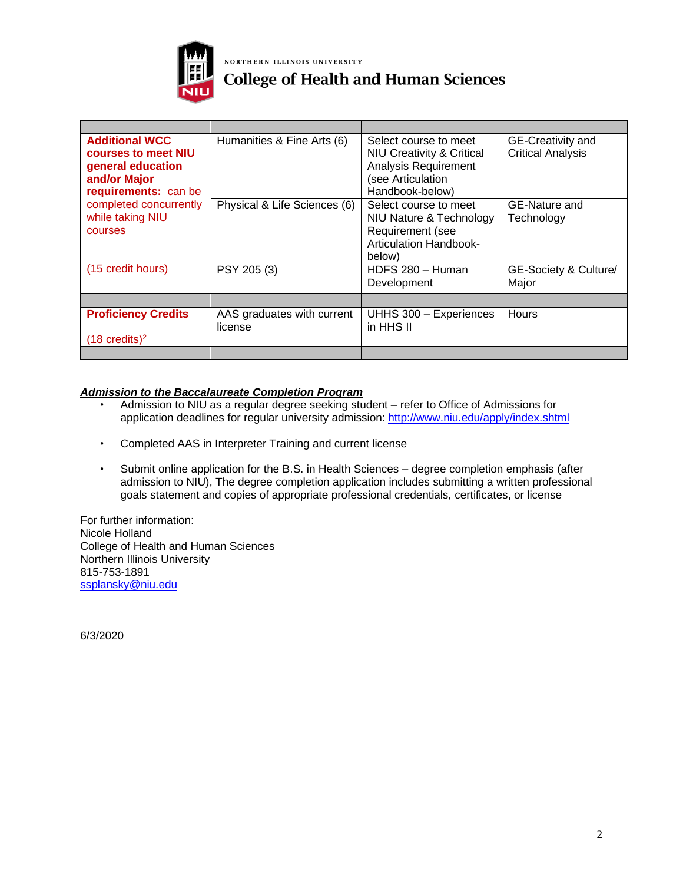# NORTHERN ILLINOIS UNIVERSITY
## College of Health and Human Sciences

| | | | |
|---|---|---|---|
| **Additional WCC courses to meet NIU general education and/or Major requirements:** can be completed concurrently while taking NIU courses<br><br>(15 credit hours) | Humanities & Fine Arts (6) | Select course to meet NIU Creativity & Critical Analysis Requirement (see Articulation Handbook-below) | GE-Creativity and Critical Analysis |
| | Physical & Life Sciences (6) | Select course to meet NIU Nature & Technology Requirement (see Articulation Handbook-below) | GE-Nature and Technology |
| | PSY 205 (3) | HDFS 280 – Human Development | GE-Society & Culture/ Major |
| | | | |
| **Proficiency Credits**<br><br>(18 credits)[2] | AAS graduates with current license | UHHS 300 – Experiences in HHS II | Hours |
| | | | |

***Admission to the Baccalaureate Completion Program***

- Admission to NIU as a regular degree seeking student – refer to Office of Admissions for application deadlines for regular university admission: http://www.niu.edu/apply/index.shtml
- Completed AAS in Interpreter Training and current license
- Submit online application for the B.S. in Health Sciences – degree completion emphasis (after admission to NIU), The degree completion application includes submitting a written professional goals statement and copies of appropriate professional credentials, certificates, or license

For further information:
Nicole Holland
College of Health and Human Sciences
Northern Illinois University
815-753-1891
ssplansky@niu.edu

6/3/2020